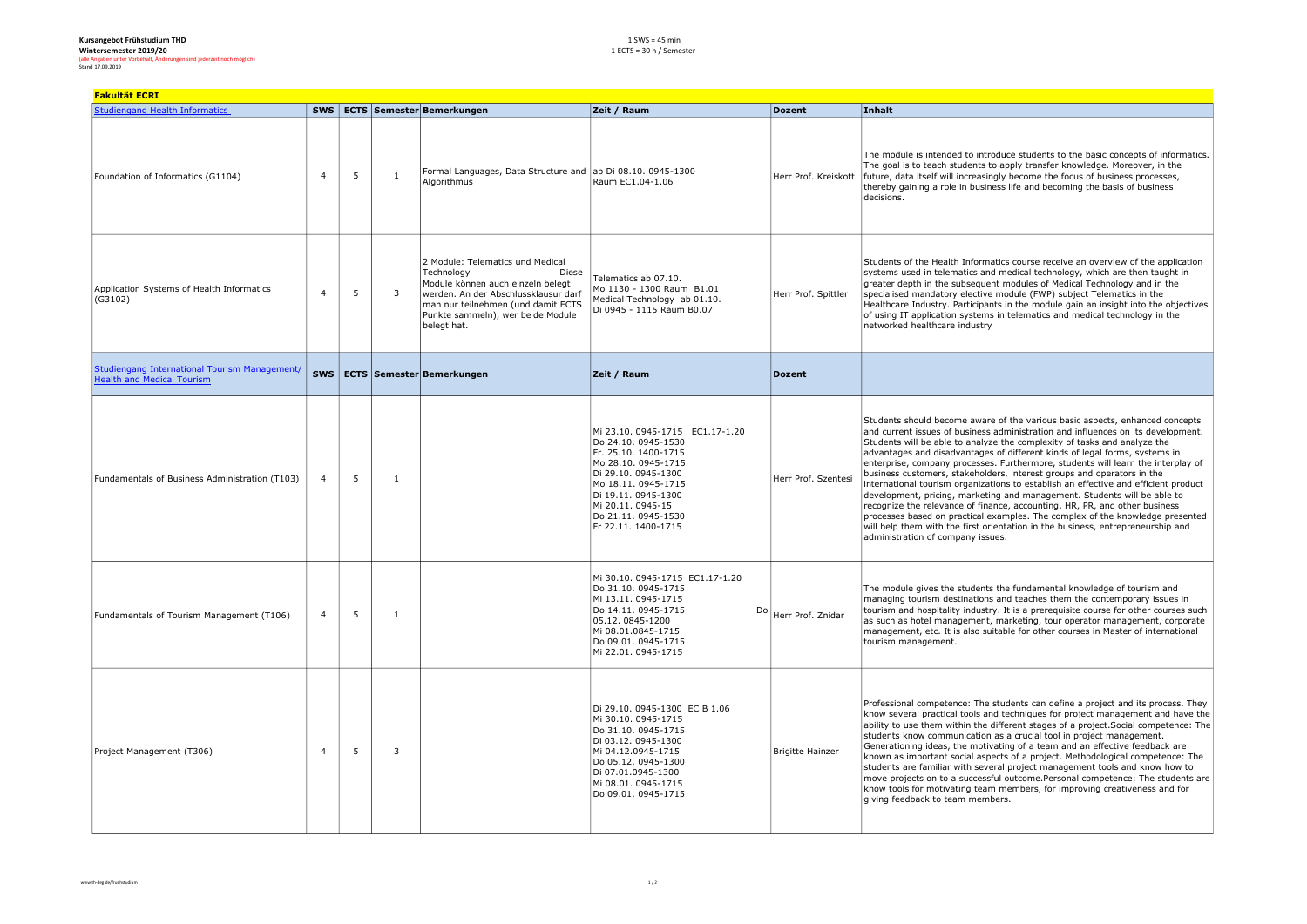**Kursangebot Frühstudium THD**
**Wintersemester 2019/20**
(alle Angaben unter Vorbehalt, Änderungen sind jederzeit noch möglich)
Stand 17.09.2019

1 SWS = 45 min
1 ECTS = 30 h / Semester

## Fakultät ECRI

| Studiengang Health Informatics | SWS | ECTS | Semester | Bemerkungen | Zeit / Raum | Dozent | Inhalt |
|---|---|---|---|---|---|---|---|
| Foundation of Informatics (G1104) | 4 | 5 | 1 | Formal Languages, Data Structure and Algorithmus | ab Di 08.10. 0945-1300 Raum EC1.04-1.06 | Herr Prof. Kreisott | The module is intended to introduce students to the basic concepts of informatics. The goal is to teach students to apply transfer knowledge. Moreover, in the future, data itself will increasingly become the focus of business processes, thereby gaining a role in business life and becoming the basis of business decisions. |
| Application Systems of Health Informatics (G3102) | 4 | 5 | 3 | 2 Module: Telematics und Medical Technology Diese Module können auch einzeln belegt werden. An der Abschlussklausur darf man nur teilnehmen (und damit ECTS Punkte sammeln), wer beide Module belegt hat. | Telematics ab 07.10. Mo 1130 - 1300 Raum B1.01 Medical Technology ab 01.10. Di 0945 - 1115 Raum B0.07 | Herr Prof. Spittler | Students of the Health Informatics course receive an overview of the application systems used in telematics and medical technology, which are then taught in greater depth in the subsequent modules of Medical Technology and in the specialised mandatory elective module (FWP) subject Telematics in the Healthcare Industry. Participants in the module gain an insight into the objectives of using IT application systems in telematics and medical technology in the networked healthcare industry |
| **Studiengang International Tourism Management/ Health and Medical Tourism** | **SWS** | **ECTS** | **Semester** | **Bemerkungen** | **Zeit / Raum** | **Dozent** | |
| Fundamentals of Business Administration (T103) | 4 | 5 | 1 | | Mi 23.10. 0945-1715 EC1.17-1.20 Do 24.10. 0945-1530 Fr. 25.10. 1400-1715 Mo 28.10. 0945-1715 Di 29.10. 0945-1300 Mo 18.11. 0945-1715 Di 19.11. 0945-1300 Mi 20.11. 0945-15 Do 21.11. 0945-1530 Fr 22.11. 1400-1715 | Herr Prof. Szentesi | Students should become aware of the various basic aspects, enhanced concepts and current issues of business administration and influences on its development. Students will be able to analyze the complexity of tasks and analyze the advantages and disadvantages of different kinds of legal forms, systems in enterprise, company processes. Furthermore, students will learn the interplay of business customers, stakeholders, interest groups and operators in the international tourism organizations to establish an effective and efficient product development, pricing, marketing and management. Students will be able to recognize the relevance of finance, accounting, HR, PR, and other business processes based on practical examples. The complex of the knowledge presented will help them with the first orientation in the business, entrepreneurship and administration of company issues. |
| Fundamentals of Tourism Management (T106) | 4 | 5 | 1 | | Mi 30.10. 0945-1715 EC1.17-1.20 Do 31.10. 0945-1715 Mi 13.11. 0945-1715 Do 14.11. 0945-1715 Do 05.12. 0845-1200 Mi 08.01.0845-1715 Do 09.01. 0945-1715 Mi 22.01. 0945-1715 | Herr Prof. Znidar | The module gives the students the fundamental knowledge of tourism and managing tourism destinations and teaches them the contemporary issues in tourism and hospitality industry. It is a prerequisite course for other courses such as such as hotel management, marketing, tour operator management, corporate management, etc. It is also suitable for other courses in Master of international tourism management. |
| Project Management (T306) | 4 | 5 | 3 | | Di 29.10. 0945-1300 EC B 1.06 Mi 30.10. 0945-1715 Do 31.10. 0945-1715 Di 03.12. 0945-1300 Mi 04.12.0945-1715 Do 05.12. 0945-1300 Di 07.01.0945-1300 Mi 08.01. 0945-1715 Do 09.01. 0945-1715 | Brigitte Hainzer | Professional competence: The students can define a project and its process. They know several practical tools and techniques for project management and have the ability to use them within the different stages of a project.Social competence: The students know communication as a crucial tool in project management. Generationing ideas, the motivating of a team and an effective feedback are known as important social aspects of a project. Methodological competence: The students are familiar with several project management tools and know how to move projects on to a successful outcome.Personal competence: The students are know tools for motivating team members, for improving creativeness and for giving feedback to team members. |

www.th-deg.de/fruehstudium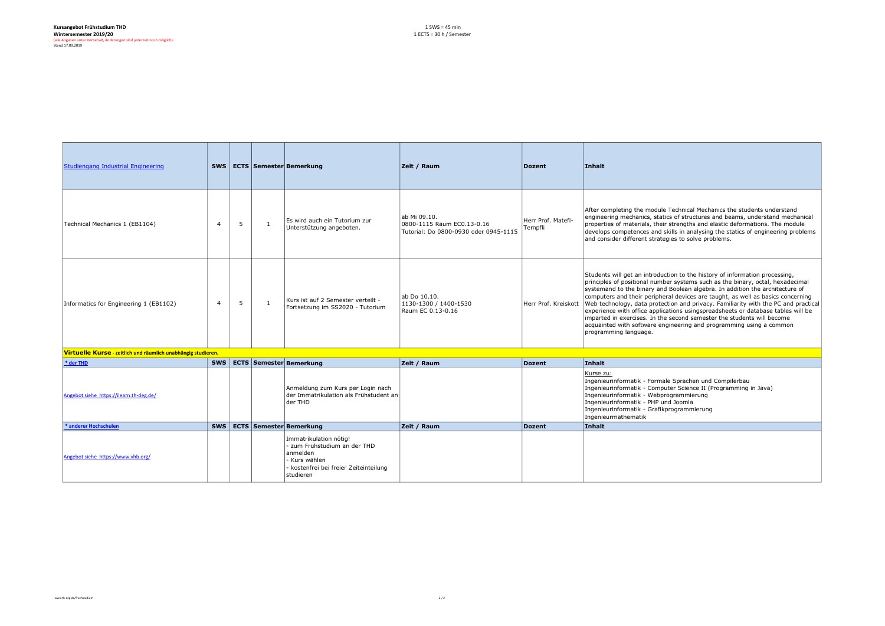**Kursangebot Frühstudium THD**
**Wintersemester 2019/20**
(alle Angaben unter Vorbehalt, Änderungen sind jederzeit noch möglich)
Stand 17.09.2019

1 SWS = 45 min
1 ECTS = 30 h / Semester

| Studiengang Industrial Engineering | SWS | ECTS | Semester | Bemerkung | Zeit / Raum | Dozent | Inhalt |
|---|---|---|---|---|---|---|---|
| Technical Mechanics 1 (EB1104) | 4 | 5 | 1 | Es wird auch ein Tutorium zur Unterstützung angeboten. | ab Mi 09.10.<br>0800-1115 Raum EC0.13-0.16<br>Tutorial: Do 0800-0930 oder 0945-1115 | Herr Prof. Matefi-Tempfli | After completing the module Technical Mechanics the students understand engineering mechanics, statics of structures and beams, understand mechanical properties of materials, their strengths and elastic deformations. The module develops competences and skills in analysing the statics of engineering problems and consider different strategies to solve problems. |
| Informatics for Engineering 1 (EB1102) | 4 | 5 | 1 | Kurs ist auf 2 Semester verteilt - Fortsetzung im SS2020 - Tutorium | ab Do 10.10.<br>1130-1300 / 1400-1530<br>Raum EC 0.13-0.16 | Herr Prof. Kreiskott | Students will get an introduction to the history of information processing, principles of positional number systems such as the binary, octal, hexadecimal systemand to the binary and Boolean algebra. In addition the architecture of computers and their peripheral devices are taught, as well as basics concerning Web technology, data protection and privacy. Familiarity with the PC and practical experience with office applications usingspreadsheets or database tables will be imparted in exercises. In the second semester the students will become acquainted with software engineering and programming using a common programming language. |

**Virtuelle Kurse - zeitlich und räumlich unabhängig studieren.**

| * der THD | SWS | ECTS | Semester | Bemerkung | Zeit / Raum | Dozent | Inhalt |
|---|---|---|---|---|---|---|---|
| Angebot siehe https://ilearn.th-deg.de/ | | | | Anmeldung zum Kurs per Login nach der Immatrikulation als Frühstudent an der THD | | | Kurse zu:<br>Ingenieurinformatik - Formale Sprachen und Compilerbau<br>Ingenieurinformatik - Computer Science II (Programming in Java)<br>Ingenieurinformatik - Webprogrammierung<br>Ingenieurinformatik - PHP und Joomla<br>Ingenieurinformatik - Grafikprogrammierung<br>Ingenieurmathematik |
| **\* anderer Hochschulen** | **SWS** | **ECTS** | **Semester** | **Bemerkung** | **Zeit / Raum** | **Dozent** | **Inhalt** |
| Angebot siehe https://www.vhb.org/ | | | | Immatrikulation nötig!<br>- zum Frühstudium an der THD anmelden<br>- Kurs wählen<br>- kostenfrei bei freier Zeiteinteilung studieren | | | |

www.th-deg.de/fruehstudium